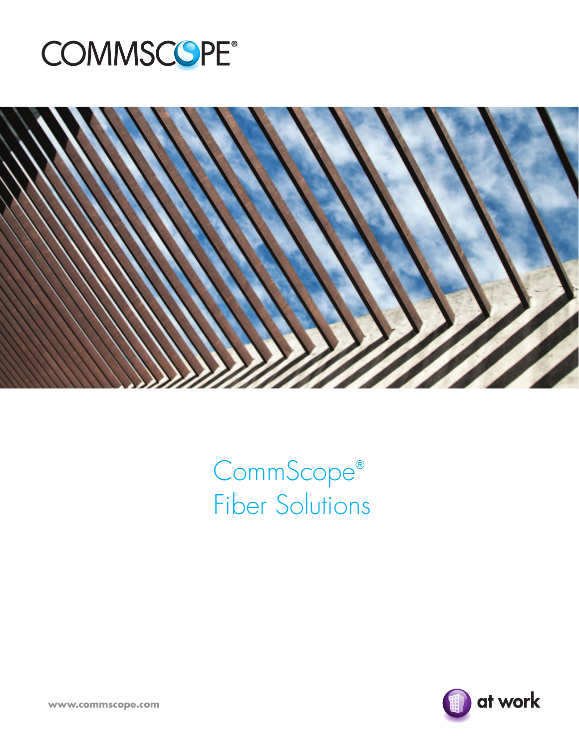# CommScope® Fiber Solutions

www.commscope.com

at work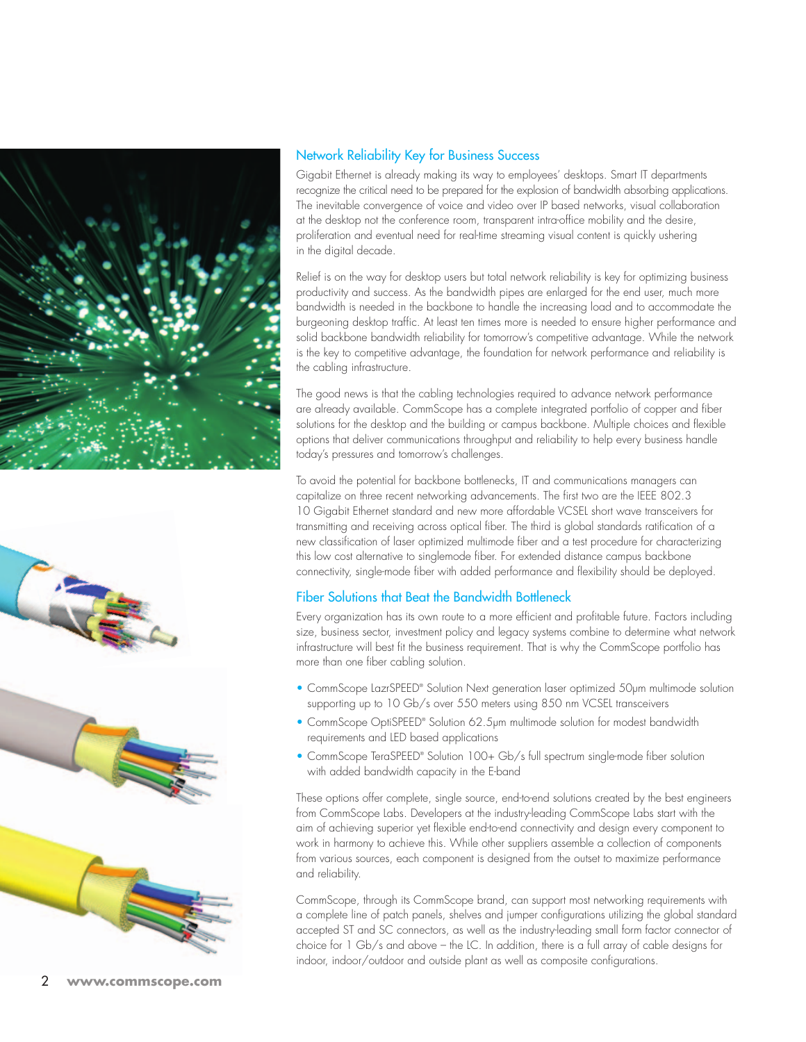## Network Reliability Key for Business Success

Gigabit Ethernet is already making its way to employees' desktops. Smart IT departments recognize the critical need to be prepared for the explosion of bandwidth absorbing applications. The inevitable convergence of voice and video over IP based networks, visual collaboration at the desktop not the conference room, transparent intra-office mobility and the desire, proliferation and eventual need for real-time streaming visual content is quickly ushering in the digital decade.

Relief is on the way for desktop users but total network reliability is key for optimizing business productivity and success. As the bandwidth pipes are enlarged for the end user, much more bandwidth is needed in the backbone to handle the increasing load and to accommodate the burgeoning desktop traffic. At least ten times more is needed to ensure higher performance and solid backbone bandwidth reliability for tomorrow's competitive advantage. While the network is the key to competitive advantage, the foundation for network performance and reliability is the cabling infrastructure.

The good news is that the cabling technologies required to advance network performance are already available. CommScope has a complete integrated portfolio of copper and fiber solutions for the desktop and the building or campus backbone. Multiple choices and flexible options that deliver communications throughput and reliability to help every business handle today's pressures and tomorrow's challenges.

To avoid the potential for backbone bottlenecks, IT and communications managers can capitalize on three recent networking advancements. The first two are the IEEE 802.3 10 Gigabit Ethernet standard and new more affordable VCSEL short wave transceivers for transmitting and receiving across optical fiber. The third is global standards ratification of a new classification of laser optimized multimode fiber and a test procedure for characterizing this low cost alternative to singlemode fiber. For extended distance campus backbone connectivity, single-mode fiber with added performance and flexibility should be deployed.

## Fiber Solutions that Beat the Bandwidth Bottleneck

Every organization has its own route to a more efficient and profitable future. Factors including size, business sector, investment policy and legacy systems combine to determine what network infrastructure will best fit the business requirement. That is why the CommScope portfolio has more than one fiber cabling solution.

- CommScope LazrSPEED® Solution Next generation laser optimized 50μm multimode solution supporting up to 10 Gb/s over 550 meters using 850 nm VCSEL transceivers
- CommScope OptiSPEED® Solution 62.5μm multimode solution for modest bandwidth requirements and LED based applications
- CommScope TeraSPEED® Solution 100+ Gb/s full spectrum single-mode fiber solution with added bandwidth capacity in the E-band

These options offer complete, single source, end-to-end solutions created by the best engineers from CommScope Labs. Developers at the industry-leading CommScope Labs start with the aim of achieving superior yet flexible end-to-end connectivity and design every component to work in harmony to achieve this. While other suppliers assemble a collection of components from various sources, each component is designed from the outset to maximize performance and reliability.

CommScope, through its CommScope brand, can support most networking requirements with a complete line of patch panels, shelves and jumper configurations utilizing the global standard accepted ST and SC connectors, as well as the industry-leading small form factor connector of choice for 1 Gb/s and above – the LC. In addition, there is a full array of cable designs for indoor, indoor/outdoor and outside plant as well as composite configurations.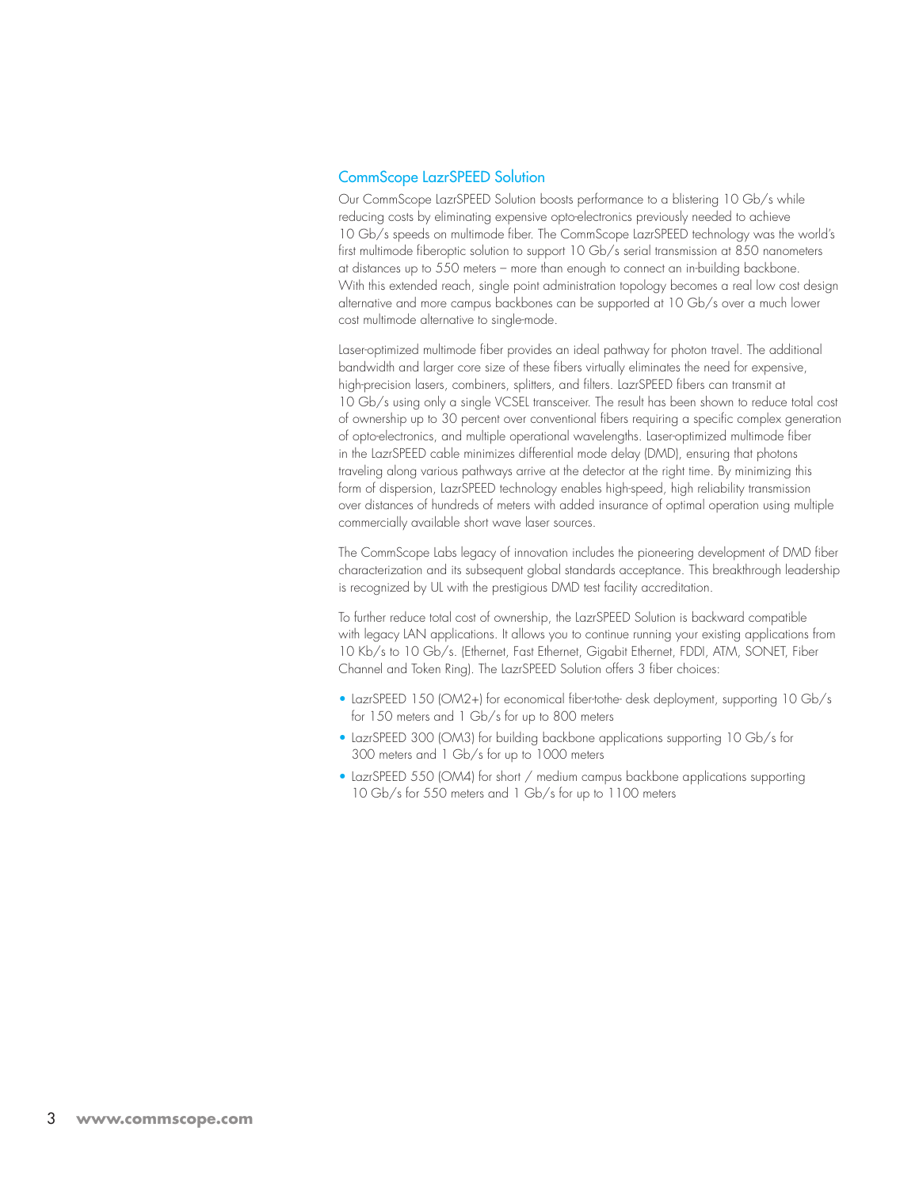## CommScope LazrSPEED Solution

Our CommScope LazrSPEED Solution boosts performance to a blistering 10 Gb/s while reducing costs by eliminating expensive opto-electronics previously needed to achieve 10 Gb/s speeds on multimode fiber. The CommScope LazrSPEED technology was the world's first multimode fiberoptic solution to support 10 Gb/s serial transmission at 850 nanometers at distances up to 550 meters – more than enough to connect an in-building backbone. With this extended reach, single point administration topology becomes a real low cost design alternative and more campus backbones can be supported at 10 Gb/s over a much lower cost multimode alternative to single-mode.

Laser-optimized multimode fiber provides an ideal pathway for photon travel. The additional bandwidth and larger core size of these fibers virtually eliminates the need for expensive, high-precision lasers, combiners, splitters, and filters. LazrSPEED fibers can transmit at 10 Gb/s using only a single VCSEL transceiver. The result has been shown to reduce total cost of ownership up to 30 percent over conventional fibers requiring a specific complex generation of opto-electronics, and multiple operational wavelengths. Laser-optimized multimode fiber in the LazrSPEED cable minimizes differential mode delay (DMD), ensuring that photons traveling along various pathways arrive at the detector at the right time. By minimizing this form of dispersion, LazrSPEED technology enables high-speed, high reliability transmission over distances of hundreds of meters with added insurance of optimal operation using multiple commercially available short wave laser sources.

The CommScope Labs legacy of innovation includes the pioneering development of DMD fiber characterization and its subsequent global standards acceptance. This breakthrough leadership is recognized by UL with the prestigious DMD test facility accreditation.

To further reduce total cost of ownership, the LazrSPEED Solution is backward compatible with legacy LAN applications. It allows you to continue running your existing applications from 10 Kb/s to 10 Gb/s. (Ethernet, Fast Ethernet, Gigabit Ethernet, FDDI, ATM, SONET, Fiber Channel and Token Ring). The LazrSPEED Solution offers 3 fiber choices:

- LazrSPEED 150 (OM2+) for economical fiber-tothe- desk deployment, supporting 10 Gb/s for 150 meters and 1 Gb/s for up to 800 meters
- LazrSPEED 300 (OM3) for building backbone applications supporting 10 Gb/s for 300 meters and 1 Gb/s for up to 1000 meters
- LazrSPEED 550 (OM4) for short / medium campus backbone applications supporting 10 Gb/s for 550 meters and 1 Gb/s for up to 1100 meters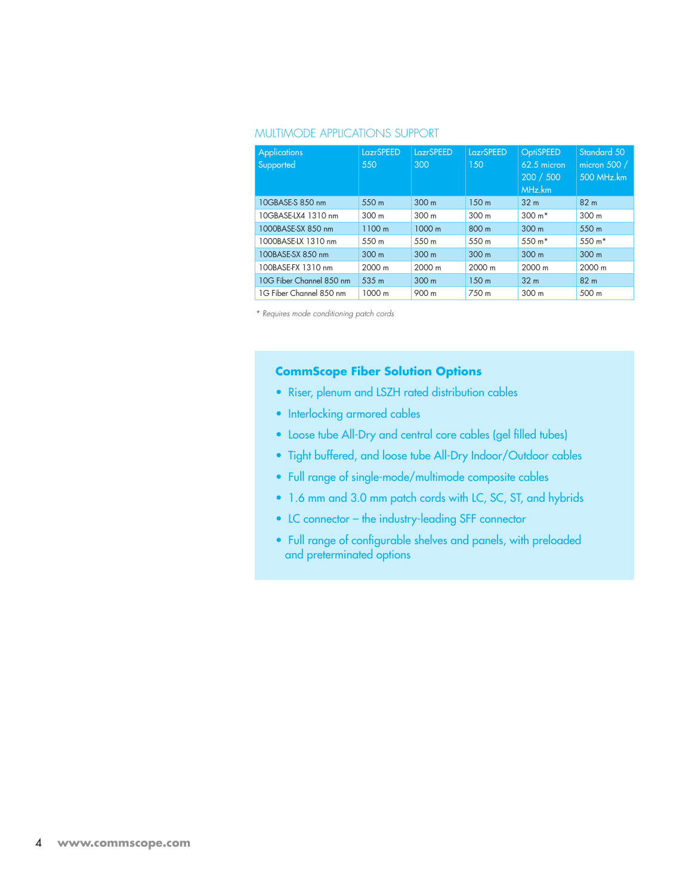## MULTIMODE APPLICATIONS SUPPORT

| Applications Supported | LazrSPEED 550 | LazrSPEED 300 | LazrSPEED 150 | OptiSPEED 62.5 micron 200 / 500 MHz.km | Standard 50 micron 500 / 500 MHz.km |
|---|---|---|---|---|---|
| 10GBASE-S 850 nm | 550 m | 300 m | 150 m | 32 m | 82 m |
| 10GBASE-LX4 1310 nm | 300 m | 300 m | 300 m | 300 m* | 300 m |
| 1000BASE-SX 850 nm | 1100 m | 1000 m | 800 m | 300 m | 550 m |
| 1000BASE-LX 1310 nm | 550 m | 550 m | 550 m | 550 m* | 550 m* |
| 100BASE-SX 850 nm | 300 m | 300 m | 300 m | 300 m | 300 m |
| 100BASE-FX 1310 nm | 2000 m | 2000 m | 2000 m | 2000 m | 2000 m |
| 10G Fiber Channel 850 nm | 535 m | 300 m | 150 m | 32 m | 82 m |
| 1G Fiber Channel 850 nm | 1000 m | 900 m | 750 m | 300 m | 500 m |

*\* Requires mode conditioning patch cords*

### CommScope Fiber Solution Options

- Riser, plenum and LSZH rated distribution cables
- Interlocking armored cables
- Loose tube All-Dry and central core cables (gel filled tubes)
- Tight buffered, and loose tube All-Dry Indoor/Outdoor cables
- Full range of single-mode/multimode composite cables
- 1.6 mm and 3.0 mm patch cords with LC, SC, ST, and hybrids
- LC connector – the industry-leading SFF connector
- Full range of configurable shelves and panels, with preloaded and preterminated options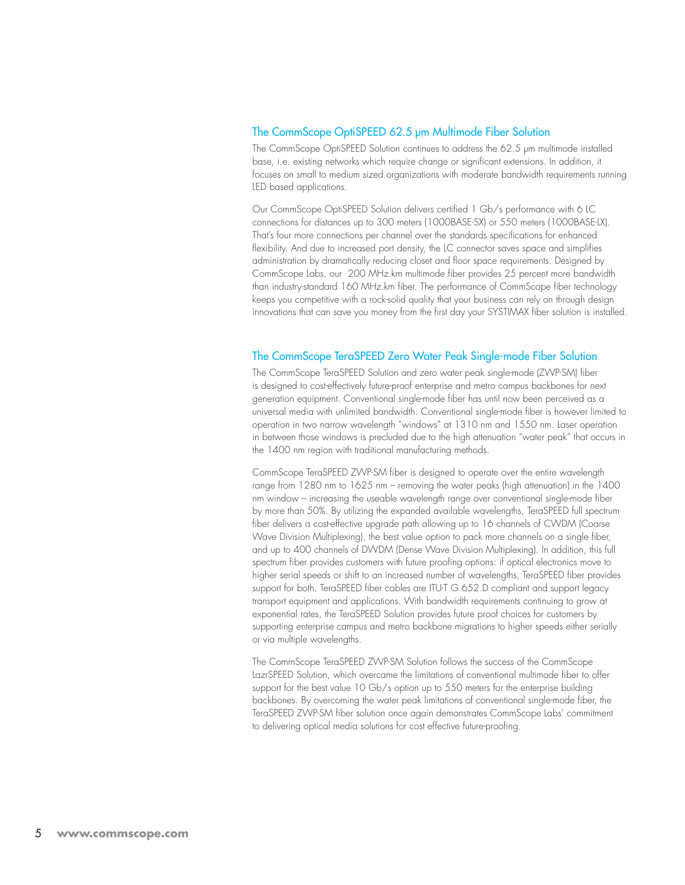## The CommScope OptiSPEED 62.5 μm Multimode Fiber Solution

The CommScope OptiSPEED Solution continues to address the 62.5 μm multimode installed base, i.e. existing networks which require change or significant extensions. In addition, it focuses on small to medium sized organizations with moderate bandwidth requirements running LED based applications.

Our CommScope OptiSPEED Solution delivers certified 1 Gb/s performance with 6 LC connections for distances up to 300 meters (1000BASE-SX) or 550 meters (1000BASE-LX). That's four more connections per channel over the standards specifications for enhanced flexibility. And due to increased port density, the LC connector saves space and simplifies administration by dramatically reducing closet and floor space requirements. Designed by CommScope Labs, our 200 MHz.km multimode fiber provides 25 percent more bandwidth than industry-standard 160 MHz.km fiber. The performance of CommScope fiber technology keeps you competitive with a rock-solid quality that your business can rely on through design innovations that can save you money from the first day your SYSTIMAX fiber solution is installed.

## The CommScope TeraSPEED Zero Water Peak Single-mode Fiber Solution

The CommScope TeraSPEED Solution and zero water peak single-mode (ZWP-SM) fiber is designed to cost-effectively future-proof enterprise and metro campus backbones for next generation equipment. Conventional single-mode fiber has until now been perceived as a universal media with unlimited bandwidth. Conventional single-mode fiber is however limited to operation in two narrow wavelength "windows" at 1310 nm and 1550 nm. Laser operation in between those windows is precluded due to the high attenuation "water peak" that occurs in the 1400 nm region with traditional manufacturing methods.

CommScope TeraSPEED ZWP-SM fiber is designed to operate over the entire wavelength range from 1280 nm to 1625 nm – removing the water peaks (high attenuation) in the 1400 nm window – increasing the useable wavelength range over conventional single-mode fiber by more than 50%. By utilizing the expanded available wavelengths, TeraSPEED full spectrum fiber delivers a cost-effective upgrade path allowing up to 16 channels of CWDM (Coarse Wave Division Multiplexing), the best value option to pack more channels on a single fiber, and up to 400 channels of DWDM (Dense Wave Division Multiplexing). In addition, this full spectrum fiber provides customers with future proofing options: if optical electronics move to higher serial speeds or shift to an increased number of wavelengths, TeraSPEED fiber provides support for both. TeraSPEED fiber cables are ITU-T G.652.D compliant and support legacy transport equipment and applications. With bandwidth requirements continuing to grow at exponential rates, the TeraSPEED Solution provides future proof choices for customers by supporting enterprise campus and metro backbone migrations to higher speeds either serially or via multiple wavelengths.

The CommScope TeraSPEED ZWP-SM Solution follows the success of the CommScope LazrSPEED Solution, which overcame the limitations of conventional multimode fiber to offer support for the best value 10 Gb/s option up to 550 meters for the enterprise building backbones. By overcoming the water peak limitations of conventional single-mode fiber, the TeraSPEED ZWP-SM fiber solution once again demonstrates CommScope Labs' commitment to delivering optical media solutions for cost effective future-proofing.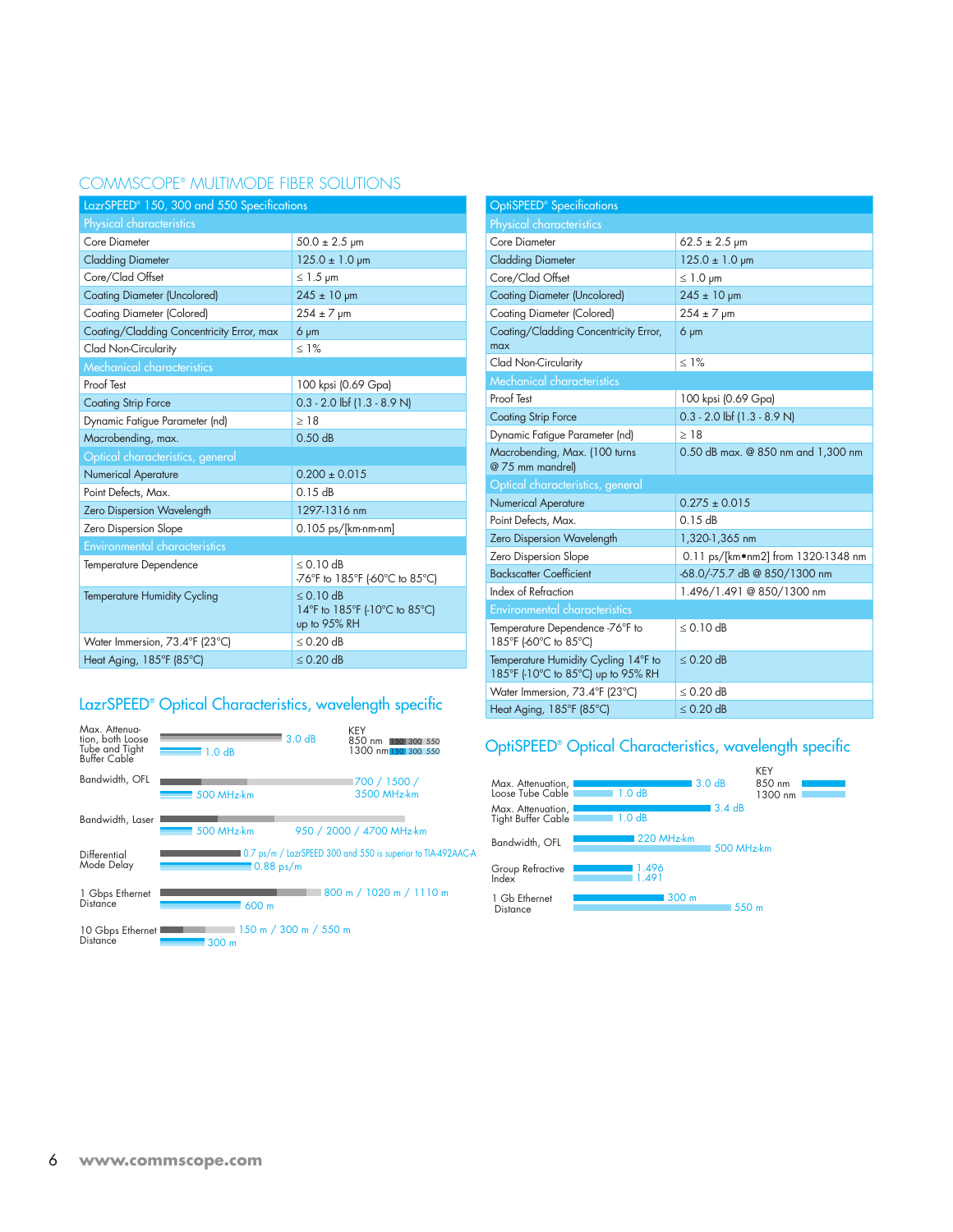## COMMSCOPE® MULTIMODE FIBER SOLUTIONS

| LazrSPEED® 150, 300 and 550 Specifications | |
|---|---|
| **Physical characteristics** | |
| Core Diameter | 50.0 ± 2.5 µm |
| Cladding Diameter | 125.0 ± 1.0 µm |
| Core/Clad Offset | ≤ 1.5 µm |
| Coating Diameter (Uncolored) | 245 ± 10 µm |
| Coating Diameter (Colored) | 254 ± 7 µm |
| Coating/Cladding Concentricity Error, max | 6 µm |
| Clad Non-Circularity | ≤ 1% |
| **Mechanical characteristics** | |
| Proof Test | 100 kpsi (0.69 Gpa) |
| Coating Strip Force | 0.3 - 2.0 lbf (1.3 - 8.9 N) |
| Dynamic Fatigue Parameter (nd) | ≥ 18 |
| Macrobending, max. | 0.50 dB |
| **Optical characteristics, general** | |
| Numerical Aperature | 0.200 ± 0.015 |
| Point Defects, Max. | 0.15 dB |
| Zero Dispersion Wavelength | 1297-1316 nm |
| Zero Dispersion Slope | 0.105 ps/[km-nm-nm] |
| **Environmental characteristics** | |
| Temperature Dependence | ≤ 0.10 dB<br>-76°F to 185°F (-60°C to 85°C) |
| Temperature Humidity Cycling | ≤ 0.10 dB<br>14°F to 185°F (-10°C to 85°C)<br>up to 95% RH |
| Water Immersion, 73.4°F (23°C) | ≤ 0.20 dB |
| Heat Aging, 185°F (85°C) | ≤ 0.20 dB |

### LazrSPEED® Optical Characteristics, wavelength specific

KEY: 850 nm — 150 / 300 / 550; 1300 nm — 150 / 300 / 550

| Characteristic | 850 nm | 1300 nm |
|---|---|---|
| Max. Attenuation, both Loose Tube and Tight Buffer Cable | 3.0 dB | 1.0 dB |
| Bandwidth, OFL | 700 / 1500 / 3500 MHz-km | 500 MHz-km |
| Bandwidth, Laser | 950 / 2000 / 4700 MHz-km | 500 MHz-km |
| Differential Mode Delay | 0.7 ps/m / LazrSPEED 300 and 550 is superior to TIA-492AAC-A | 0.88 ps/m |
| 1 Gbps Ethernet Distance | 800 m / 1020 m / 1110 m | 600 m |
| 10 Gbps Ethernet Distance | 150 m / 300 m / 550 m | 300 m |

| OptiSPEED® Specifications | |
|---|---|
| **Physical characteristics** | |
| Core Diameter | 62.5 ± 2.5 µm |
| Cladding Diameter | 125.0 ± 1.0 µm |
| Core/Clad Offset | ≤ 1.0 µm |
| Coating Diameter (Uncolored) | 245 ± 10 µm |
| Coating Diameter (Colored) | 254 ± 7 µm |
| Coating/Cladding Concentricity Error, max | 6 µm |
| Clad Non-Circularity | ≤ 1% |
| **Mechanical characteristics** | |
| Proof Test | 100 kpsi (0.69 Gpa) |
| Coating Strip Force | 0.3 - 2.0 lbf (1.3 - 8.9 N) |
| Dynamic Fatigue Parameter (nd) | ≥ 18 |
| Macrobending, Max. (100 turns @ 75 mm mandrel) | 0.50 dB max. @ 850 nm and 1,300 nm |
| **Optical characteristics, general** | |
| Numerical Aperature | 0.275 ± 0.015 |
| Point Defects, Max. | 0.15 dB |
| Zero Dispersion Wavelength | 1,320-1,365 nm |
| Zero Dispersion Slope | 0.11 ps/[km•nm2] from 1320-1348 nm |
| Backscatter Coefficient | -68.0/-75.7 dB @ 850/1300 nm |
| Index of Refraction | 1.496/1.491 @ 850/1300 nm |
| **Environmental characteristics** | |
| Temperature Dependence -76°F to 185°F (-60°C to 85°C) | ≤ 0.10 dB |
| Temperature Humidity Cycling 14°F to 185°F (-10°C to 85°C) up to 95% RH | ≤ 0.20 dB |
| Water Immersion, 73.4°F (23°C) | ≤ 0.20 dB |
| Heat Aging, 185°F (85°C) | ≤ 0.20 dB |

### OptiSPEED® Optical Characteristics, wavelength specific

KEY: 850 nm; 1300 nm

| Characteristic | 850 nm | 1300 nm |
|---|---|---|
| Max. Attenuation, Loose Tube Cable | 3.0 dB | 1.0 dB |
| Max. Attenuation, Tight Buffer Cable | 3.4 dB | 1.0 dB |
| Bandwidth, OFL | 220 MHz-km | 500 MHz-km |
| Group Refractive Index | 1.496 | 1.491 |
| 1 Gb Ethernet Distance | 300 m | 550 m |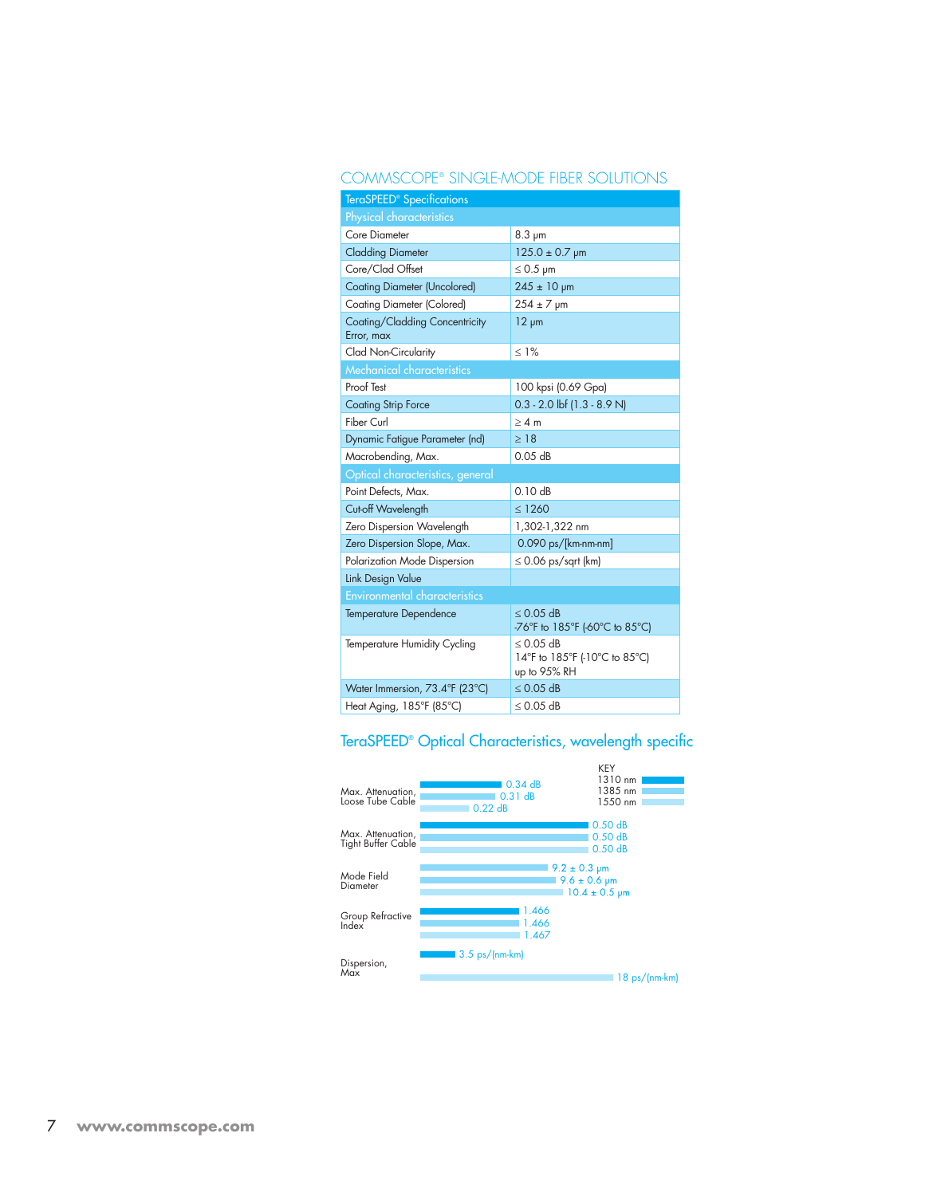## COMMSCOPE® SINGLE-MODE FIBER SOLUTIONS

| TeraSPEED® Specifications | |
|---|---|
| **Physical characteristics** | |
| Core Diameter | 8.3 μm |
| Cladding Diameter | 125.0 ± 0.7 μm |
| Core/Clad Offset | ≤ 0.5 μm |
| Coating Diameter (Uncolored) | 245 ± 10 μm |
| Coating Diameter (Colored) | 254 ± 7 μm |
| Coating/Cladding Concentricity Error, max | 12 μm |
| Clad Non-Circularity | ≤ 1% |
| **Mechanical characteristics** | |
| Proof Test | 100 kpsi (0.69 Gpa) |
| Coating Strip Force | 0.3 - 2.0 lbf (1.3 - 8.9 N) |
| Fiber Curl | ≥ 4 m |
| Dynamic Fatigue Parameter (nd) | ≥ 18 |
| Macrobending, Max. | 0.05 dB |
| **Optical characteristics, general** | |
| Point Defects, Max. | 0.10 dB |
| Cut-off Wavelength | ≤ 1260 |
| Zero Dispersion Wavelength | 1,302-1,322 nm |
| Zero Dispersion Slope, Max. | 0.090 ps/[km-nm-nm] |
| Polarization Mode Dispersion | ≤ 0.06 ps/sqrt (km) |
| Link Design Value | |
| **Environmental characteristics** | |
| Temperature Dependence | ≤ 0.05 dB<br>-76°F to 185°F (-60°C to 85°C) |
| Temperature Humidity Cycling | ≤ 0.05 dB<br>14°F to 185°F (-10°C to 85°C)<br>up to 95% RH |
| Water Immersion, 73.4°F (23°C) | ≤ 0.05 dB |
| Heat Aging, 185°F (85°C) | ≤ 0.05 dB |

## TeraSPEED® Optical Characteristics, wavelength specific

| | 1310 nm | 1385 nm | 1550 nm |
|---|---|---|---|
| Max. Attenuation, Loose Tube Cable | 0.34 dB | 0.31 dB | 0.22 dB |
| Max. Attenuation, Tight Buffer Cable | 0.50 dB | 0.50 dB | 0.50 dB |
| Mode Field Diameter | 9.2 ± 0.3 μm | 9.6 ± 0.6 μm | 10.4 ± 0.5 μm |
| Group Refractive Index | 1.466 | 1.466 | 1.467 |
| Dispersion, Max | 3.5 ps/(nm-km) | | 18 ps/(nm-km) |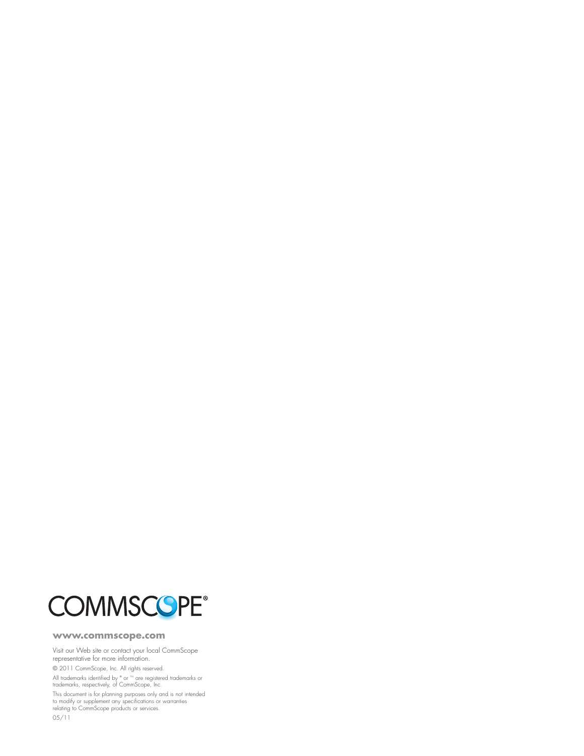COMMSCOPE®

**www.commscope.com**

Visit our Web site or contact your local CommScope representative for more information.

© 2011 CommScope, Inc. All rights reserved.

All trademarks identified by ® or ™ are registered trademarks or trademarks, respectively, of CommScope, Inc.

This document is for planning purposes only and is not intended to modify or supplement any specifications or warranties relating to CommScope products or services.

05/11